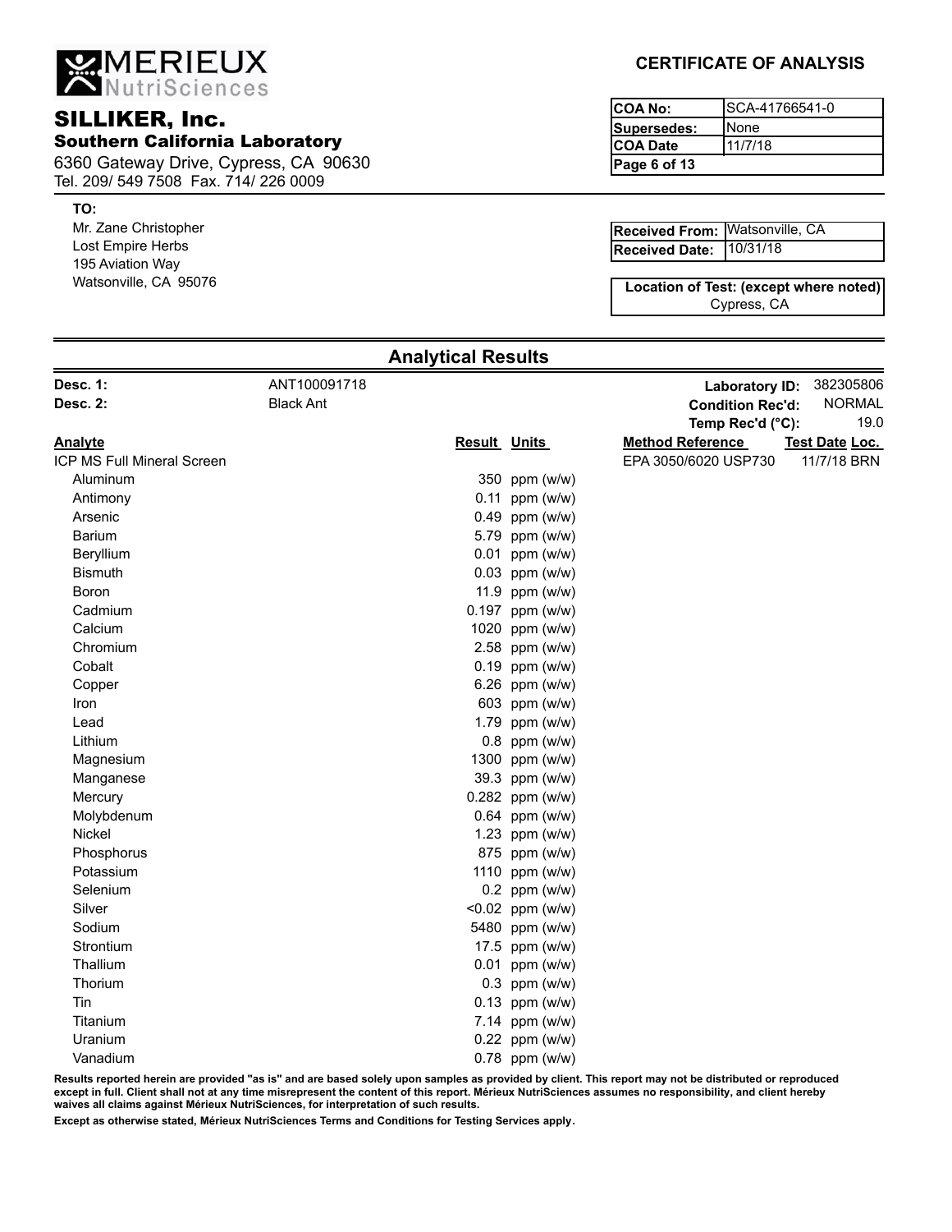# MERIEUX NutriSciences

## SILLIKER, Inc.
### Southern California Laboratory

6360 Gateway Drive, Cypress, CA 90630
Tel. 209/ 549 7508 Fax. 714/ 226 0009

## CERTIFICATE OF ANALYSIS

| | |
|---|---|
| **COA No:** | SCA-41766541-0 |
| **Supersedes:** | None |
| **COA Date** | 11/7/18 |

**TO:**
Mr. Zane Christopher
Lost Empire Herbs
195 Aviation Way
Watsonville, CA 95076

| | |
|---|---|
| **Received From:** | Watsonville, CA |
| **Received Date:** | 10/31/18 |

**Location of Test: (except where noted)**
Cypress, CA

## Analytical Results

**Desc. 1:** ANT100091718
**Desc. 2:** Black Ant

**Laboratory ID:** 382305806
**Condition Rec'd:** NORMAL
**Temp Rec'd (°C):** 19.0

| Analyte | Result | Units | Method Reference | Test Date | Loc. |
|---|---|---|---|---|---|
| ICP MS Full Mineral Screen | | | EPA 3050/6020 USP730 | 11/7/18 | BRN |
| Aluminum | 350 | ppm (w/w) | | | |
| Antimony | 0.11 | ppm (w/w) | | | |
| Arsenic | 0.49 | ppm (w/w) | | | |
| Barium | 5.79 | ppm (w/w) | | | |
| Beryllium | 0.01 | ppm (w/w) | | | |
| Bismuth | 0.03 | ppm (w/w) | | | |
| Boron | 11.9 | ppm (w/w) | | | |
| Cadmium | 0.197 | ppm (w/w) | | | |
| Calcium | 1020 | ppm (w/w) | | | |
| Chromium | 2.58 | ppm (w/w) | | | |
| Cobalt | 0.19 | ppm (w/w) | | | |
| Copper | 6.26 | ppm (w/w) | | | |
| Iron | 603 | ppm (w/w) | | | |
| Lead | 1.79 | ppm (w/w) | | | |
| Lithium | 0.8 | ppm (w/w) | | | |
| Magnesium | 1300 | ppm (w/w) | | | |
| Manganese | 39.3 | ppm (w/w) | | | |
| Mercury | 0.282 | ppm (w/w) | | | |
| Molybdenum | 0.64 | ppm (w/w) | | | |
| Nickel | 1.23 | ppm (w/w) | | | |
| Phosphorus | 875 | ppm (w/w) | | | |
| Potassium | 1110 | ppm (w/w) | | | |
| Selenium | 0.2 | ppm (w/w) | | | |
| Silver | <0.02 | ppm (w/w) | | | |
| Sodium | 5480 | ppm (w/w) | | | |
| Strontium | 17.5 | ppm (w/w) | | | |
| Thallium | 0.01 | ppm (w/w) | | | |
| Thorium | 0.3 | ppm (w/w) | | | |
| Tin | 0.13 | ppm (w/w) | | | |
| Titanium | 7.14 | ppm (w/w) | | | |
| Uranium | 0.22 | ppm (w/w) | | | |
| Vanadium | 0.78 | ppm (w/w) | | | |

**Results reported herein are provided "as is" and are based solely upon samples as provided by client. This report may not be distributed or reproduced except in full. Client shall not at any time misrepresent the content of this report. Mérieux NutriSciences assumes no responsibility, and client hereby waives all claims against Mérieux NutriSciences, for interpretation of such results.**

**Except as otherwise stated, Mérieux NutriSciences Terms and Conditions for Testing Services apply.**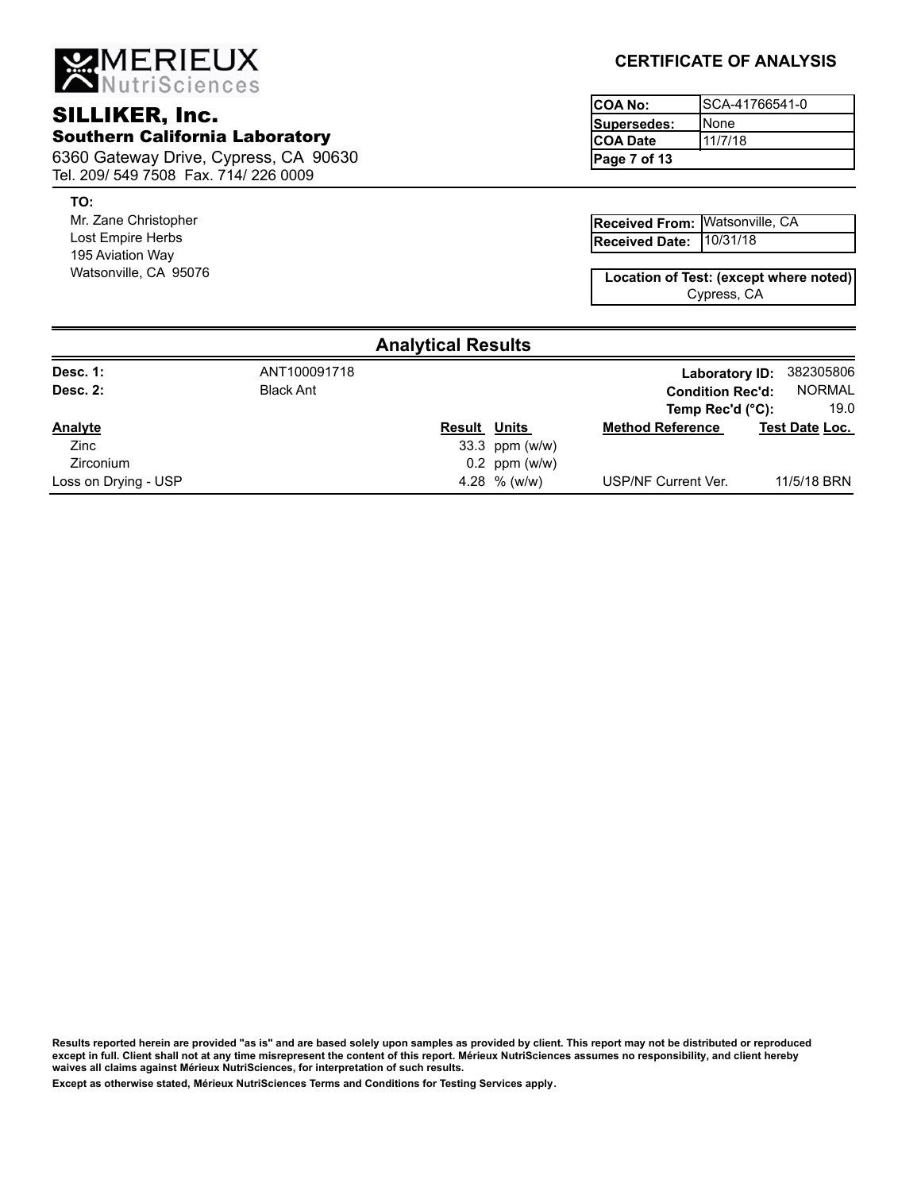**MERIEUX NutriSciences**

## SILLIKER, Inc.

### Southern California Laboratory

6360 Gateway Drive, Cypress, CA 90630
Tel. 209/ 549 7508 Fax. 714/ 226 0009

**CERTIFICATE OF ANALYSIS**

| | |
|---|---|
| **COA No:** | SCA-41766541-0 |
| **Supersedes:** | None |
| **COA Date** | 11/7/18 |
| **Page 7 of 13** | |

**TO:**
Mr. Zane Christopher
Lost Empire Herbs
195 Aviation Way
Watsonville, CA 95076

| | |
|---|---|
| **Received From:** | Watsonville, CA |
| **Received Date:** | 10/31/18 |

**Location of Test: (except where noted)**
Cypress, CA

## Analytical Results

**Desc. 1:** ANT100091718
**Desc. 2:** Black Ant

**Laboratory ID:** 382305806
**Condition Rec'd:** NORMAL
**Temp Rec'd (°C):** 19.0

| Analyte | Result | Units | Method Reference | Test Date | Loc. |
|---|---|---|---|---|---|
| Zinc | 33.3 | ppm (w/w) | | | |
| Zirconium | 0.2 | ppm (w/w) | | | |
| Loss on Drying - USP | 4.28 | % (w/w) | USP/NF Current Ver. | 11/5/18 | BRN |

**Results reported herein are provided "as is" and are based solely upon samples as provided by client. This report may not be distributed or reproduced except in full. Client shall not at any time misrepresent the content of this report. Mérieux NutriSciences assumes no responsibility, and client hereby waives all claims against Mérieux NutriSciences, for interpretation of such results.**

**Except as otherwise stated, Mérieux NutriSciences Terms and Conditions for Testing Services apply.**